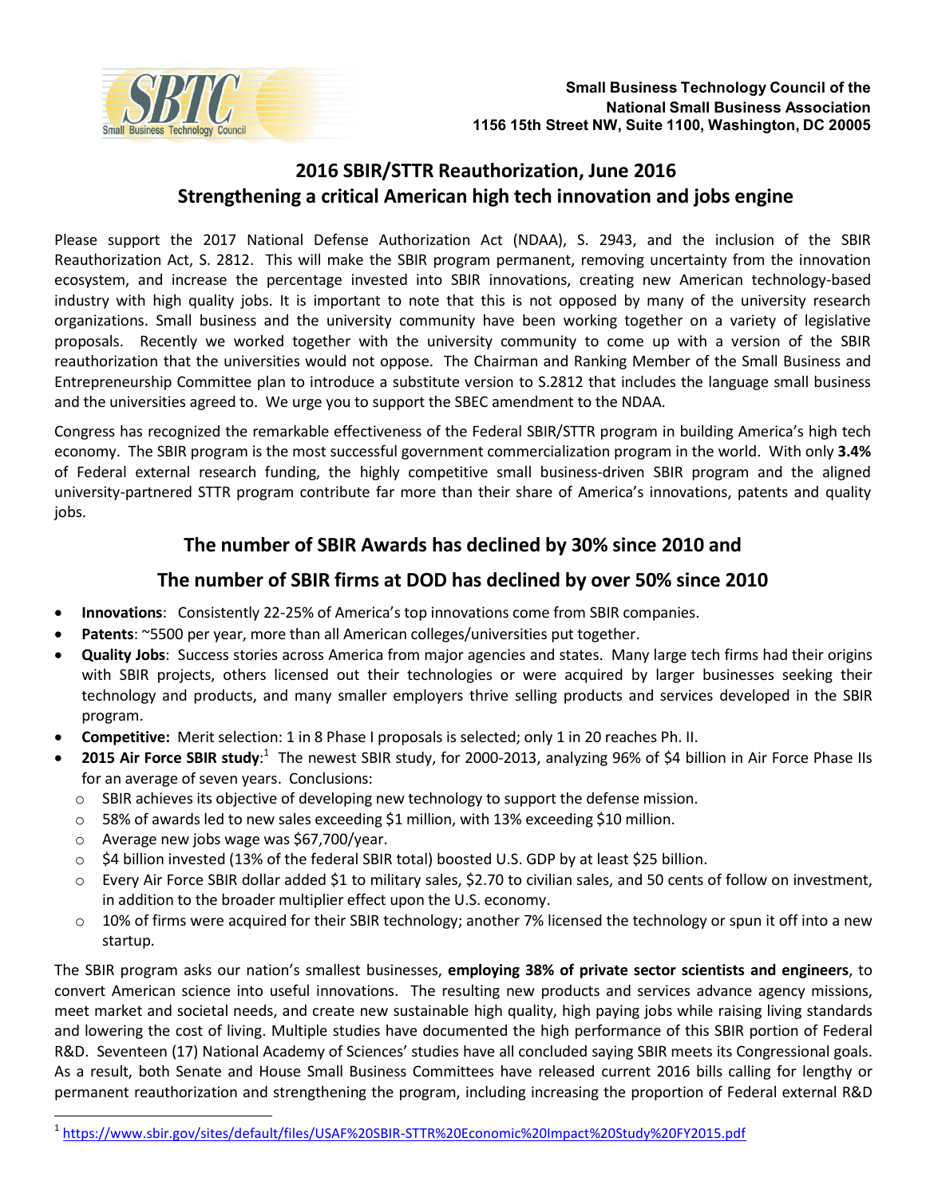Small Business Technology Council of the
National Small Business Association
1156 15th Street NW, Suite 1100, Washington, DC 20005

# 2016 SBIR/STTR Reauthorization, June 2016
## Strengthening a critical American high tech innovation and jobs engine

Please support the 2017 National Defense Authorization Act (NDAA), S. 2943, and the inclusion of the SBIR Reauthorization Act, S. 2812. This will make the SBIR program permanent, removing uncertainty from the innovation ecosystem, and increase the percentage invested into SBIR innovations, creating new American technology-based industry with high quality jobs. It is important to note that this is not opposed by many of the university research organizations. Small business and the university community have been working together on a variety of legislative proposals. Recently we worked together with the university community to come up with a version of the SBIR reauthorization that the universities would not oppose. The Chairman and Ranking Member of the Small Business and Entrepreneurship Committee plan to introduce a substitute version to S.2812 that includes the language small business and the universities agreed to. We urge you to support the SBEC amendment to the NDAA.

Congress has recognized the remarkable effectiveness of the Federal SBIR/STTR program in building America's high tech economy. The SBIR program is the most successful government commercialization program in the world. With only **3.4%** of Federal external research funding, the highly competitive small business-driven SBIR program and the aligned university-partnered STTR program contribute far more than their share of America's innovations, patents and quality jobs.

### The number of SBIR Awards has declined by 30% since 2010 and
### The number of SBIR firms at DOD has declined by over 50% since 2010

- **Innovations**: Consistently 22-25% of America's top innovations come from SBIR companies.
- **Patents**: ~5500 per year, more than all American colleges/universities put together.
- **Quality Jobs**: Success stories across America from major agencies and states. Many large tech firms had their origins with SBIR projects, others licensed out their technologies or were acquired by larger businesses seeking their technology and products, and many smaller employers thrive selling products and services developed in the SBIR program.
- **Competitive:** Merit selection: 1 in 8 Phase I proposals is selected; only 1 in 20 reaches Ph. II.
- **2015 Air Force SBIR study**:[1] The newest SBIR study, for 2000-2013, analyzing 96% of $4 billion in Air Force Phase IIs for an average of seven years. Conclusions:
  - SBIR achieves its objective of developing new technology to support the defense mission.
  - 58% of awards led to new sales exceeding $1 million, with 13% exceeding $10 million.
  - Average new jobs wage was $67,700/year.
  - $4 billion invested (13% of the federal SBIR total) boosted U.S. GDP by at least $25 billion.
  - Every Air Force SBIR dollar added $1 to military sales, $2.70 to civilian sales, and 50 cents of follow on investment, in addition to the broader multiplier effect upon the U.S. economy.
  - 10% of firms were acquired for their SBIR technology; another 7% licensed the technology or spun it off into a new startup.

The SBIR program asks our nation's smallest businesses, **employing 38% of private sector scientists and engineers**, to convert American science into useful innovations. The resulting new products and services advance agency missions, meet market and societal needs, and create new sustainable high quality, high paying jobs while raising living standards and lowering the cost of living. Multiple studies have documented the high performance of this SBIR portion of Federal R&D. Seventeen (17) National Academy of Sciences' studies have all concluded saying SBIR meets its Congressional goals. As a result, both Senate and House Small Business Committees have released current 2016 bills calling for lengthy or permanent reauthorization and strengthening the program, including increasing the proportion of Federal external R&D

[1] https://www.sbir.gov/sites/default/files/USAF%20SBIR-STTR%20Economic%20Impact%20Study%20FY2015.pdf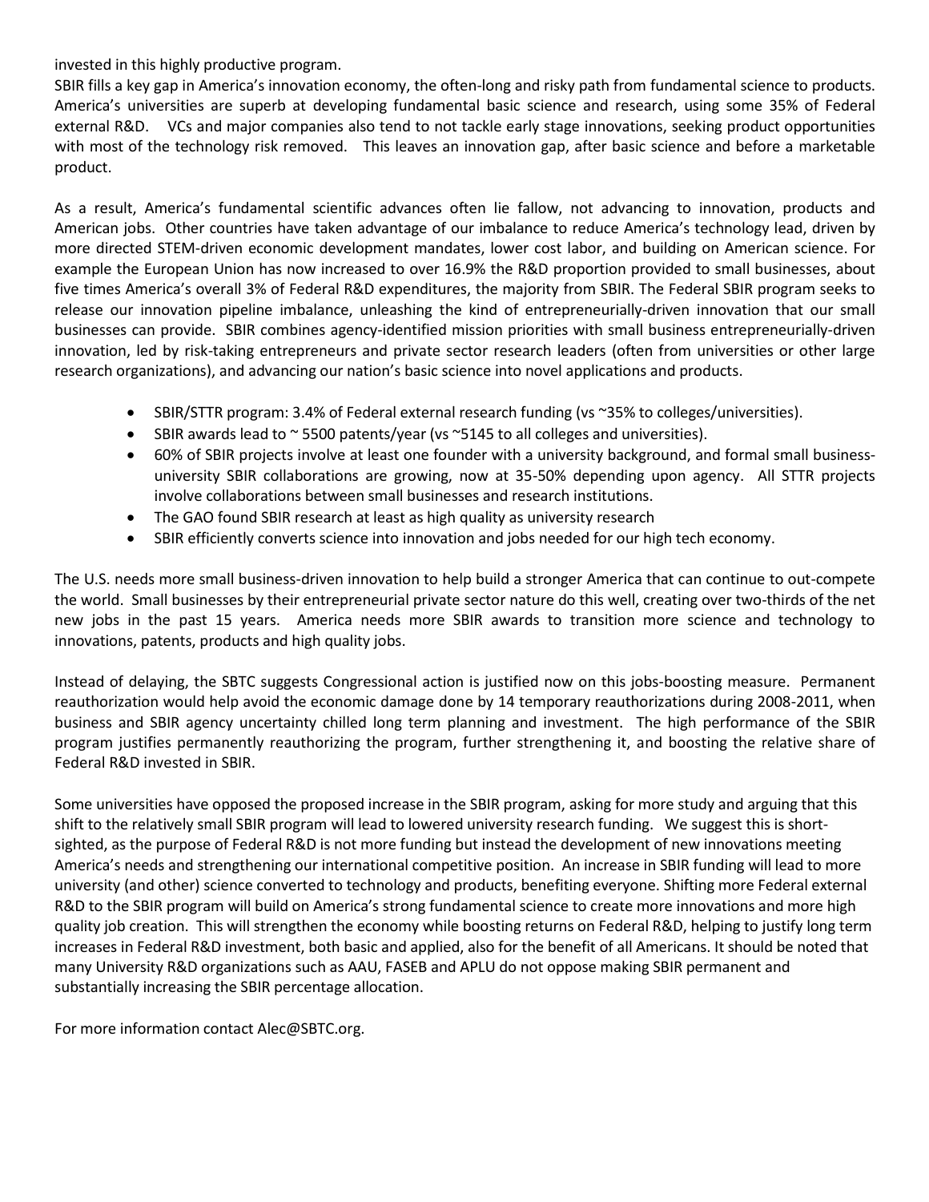invested in this highly productive program.

SBIR fills a key gap in America's innovation economy, the often-long and risky path from fundamental science to products. America's universities are superb at developing fundamental basic science and research, using some 35% of Federal external R&D. VCs and major companies also tend to not tackle early stage innovations, seeking product opportunities with most of the technology risk removed. This leaves an innovation gap, after basic science and before a marketable product.

As a result, America's fundamental scientific advances often lie fallow, not advancing to innovation, products and American jobs. Other countries have taken advantage of our imbalance to reduce America's technology lead, driven by more directed STEM-driven economic development mandates, lower cost labor, and building on American science. For example the European Union has now increased to over 16.9% the R&D proportion provided to small businesses, about five times America's overall 3% of Federal R&D expenditures, the majority from SBIR. The Federal SBIR program seeks to release our innovation pipeline imbalance, unleashing the kind of entrepreneurially-driven innovation that our small businesses can provide. SBIR combines agency-identified mission priorities with small business entrepreneurially-driven innovation, led by risk-taking entrepreneurs and private sector research leaders (often from universities or other large research organizations), and advancing our nation's basic science into novel applications and products.

- SBIR/STTR program: 3.4% of Federal external research funding (vs ~35% to colleges/universities).
- SBIR awards lead to ~ 5500 patents/year (vs ~5145 to all colleges and universities).
- 60% of SBIR projects involve at least one founder with a university background, and formal small business-university SBIR collaborations are growing, now at 35-50% depending upon agency. All STTR projects involve collaborations between small businesses and research institutions.
- The GAO found SBIR research at least as high quality as university research
- SBIR efficiently converts science into innovation and jobs needed for our high tech economy.

The U.S. needs more small business-driven innovation to help build a stronger America that can continue to out-compete the world. Small businesses by their entrepreneurial private sector nature do this well, creating over two-thirds of the net new jobs in the past 15 years. America needs more SBIR awards to transition more science and technology to innovations, patents, products and high quality jobs.

Instead of delaying, the SBTC suggests Congressional action is justified now on this jobs-boosting measure. Permanent reauthorization would help avoid the economic damage done by 14 temporary reauthorizations during 2008-2011, when business and SBIR agency uncertainty chilled long term planning and investment. The high performance of the SBIR program justifies permanently reauthorizing the program, further strengthening it, and boosting the relative share of Federal R&D invested in SBIR.

Some universities have opposed the proposed increase in the SBIR program, asking for more study and arguing that this shift to the relatively small SBIR program will lead to lowered university research funding. We suggest this is short-sighted, as the purpose of Federal R&D is not more funding but instead the development of new innovations meeting America's needs and strengthening our international competitive position. An increase in SBIR funding will lead to more university (and other) science converted to technology and products, benefiting everyone. Shifting more Federal external R&D to the SBIR program will build on America's strong fundamental science to create more innovations and more high quality job creation. This will strengthen the economy while boosting returns on Federal R&D, helping to justify long term increases in Federal R&D investment, both basic and applied, also for the benefit of all Americans. It should be noted that many University R&D organizations such as AAU, FASEB and APLU do not oppose making SBIR permanent and substantially increasing the SBIR percentage allocation.

For more information contact Alec@SBTC.org.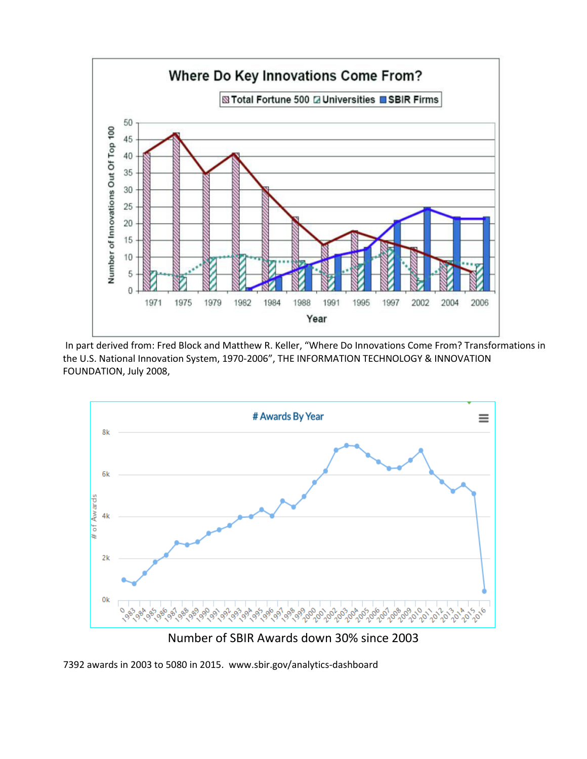Where Do Key Innovations Come From?

Total Fortune 500 Universities SBIR Firms

Number of Innovations Out Of Top 100

50
45
40
35
30
25
20
15
10
5
0

1971 1975 1979 1982 1984 1988 1991 1995 1997 2002 2004 2006

Year

In part derived from: Fred Block and Matthew R. Keller, “Where Do Innovations Come From? Transformations in the U.S. National Innovation System, 1970-2006”, THE INFORMATION TECHNOLOGY & INNOVATION FOUNDATION, July 2008,

# Awards By Year

# of Awards

8k
6k
4k
2k
0k

0 1983 1984 1985 1986 1987 1988 1989 1990 1991 1992 1993 1994 1995 1996 1997 1998 1999 2000 2001 2002 2003 2004 2005 2006 2007 2008 2009 2010 2011 2012 2013 2014 2015 2016

Number of SBIR Awards down 30% since 2003

7392 awards in 2003 to 5080 in 2015. www.sbir.gov/analytics-dashboard